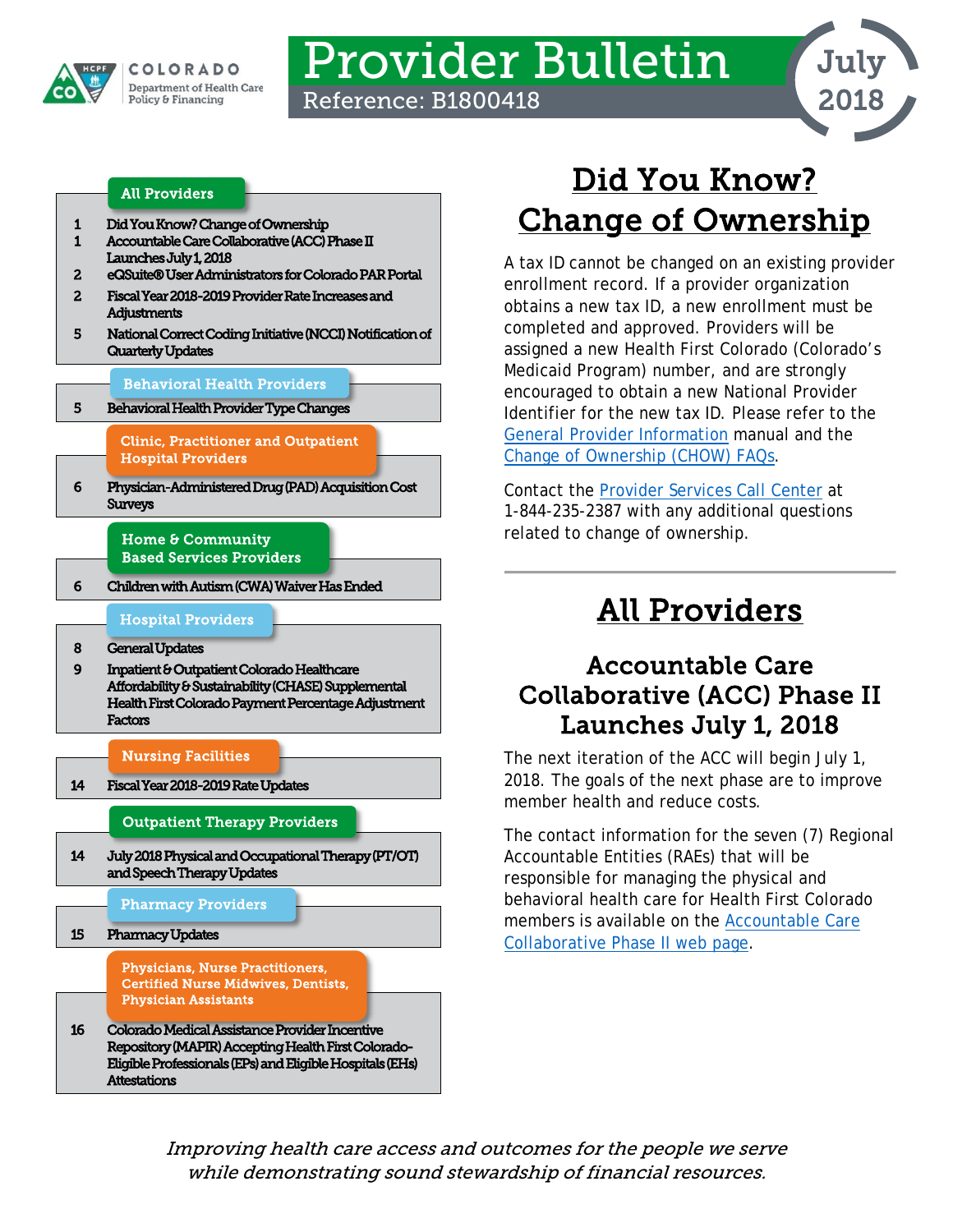COLORADO Department of Health Care Policy & Financing

# Provider Bulletin

Reference: B1800418

July 2018

**All Providers**

| | |
|---|---|
| 1 | Did You Know? Change of Ownership |
| 1 | Accountable Care Collaborative (ACC) Phase II Launches July 1, 2018 |
| 2 | eQSuite® User Administrators for Colorado PAR Portal |
| 2 | Fiscal Year 2018-2019 Provider Rate Increases and Adjustments |
| 5 | National Correct Coding Initiative (NCCI) Notification of Quarterly Updates |

**Behavioral Health Providers**

| | |
|---|---|
| 5 | Behavioral Health Provider Type Changes |

**Clinic, Practitioner and Outpatient Hospital Providers**

| | |
|---|---|
| 6 | Physician-Administered Drug (PAD) Acquisition Cost Surveys |

**Home & Community Based Services Providers**

| | |
|---|---|
| 6 | Children with Autism (CWA) Waiver Has Ended |

**Hospital Providers**

| | |
|---|---|
| 8 | General Updates |
| 9 | Inpatient & Outpatient Colorado Healthcare Affordability & Sustainability (CHASE) Supplemental Health First Colorado Payment Percentage Adjustment Factors |

**Nursing Facilities**

| | |
|---|---|
| 14 | Fiscal Year 2018-2019 Rate Updates |

**Outpatient Therapy Providers**

| | |
|---|---|
| 14 | July 2018 Physical and Occupational Therapy (PT/OT) and Speech Therapy Updates |

**Pharmacy Providers**

| | |
|---|---|
| 15 | Pharmacy Updates |

**Physicians, Nurse Practitioners, Certified Nurse Midwives, Dentists, Physician Assistants**

| | |
|---|---|
| 16 | Colorado Medical Assistance Provider Incentive Repository (MAPIR) Accepting Health First Colorado-Eligible Professionals (EPs) and Eligible Hospitals (EHs) Attestations |

## Did You Know? Change of Ownership

A tax ID cannot be changed on an existing provider enrollment record. If a provider organization obtains a new tax ID, a new enrollment must be completed and approved. Providers will be assigned a new Health First Colorado (Colorado's Medicaid Program) number, and are strongly encouraged to obtain a new National Provider Identifier for the new tax ID. Please refer to the General Provider Information manual and the Change of Ownership (CHOW) FAQs.

Contact the Provider Services Call Center at 1-844-235-2387 with any additional questions related to change of ownership.

# All Providers

## Accountable Care Collaborative (ACC) Phase II Launches July 1, 2018

The next iteration of the ACC will begin July 1, 2018. The goals of the next phase are to improve member health and reduce costs.

The contact information for the seven (7) Regional Accountable Entities (RAEs) that will be responsible for managing the physical and behavioral health care for Health First Colorado members is available on the Accountable Care Collaborative Phase II web page.

*Improving health care access and outcomes for the people we serve while demonstrating sound stewardship of financial resources.*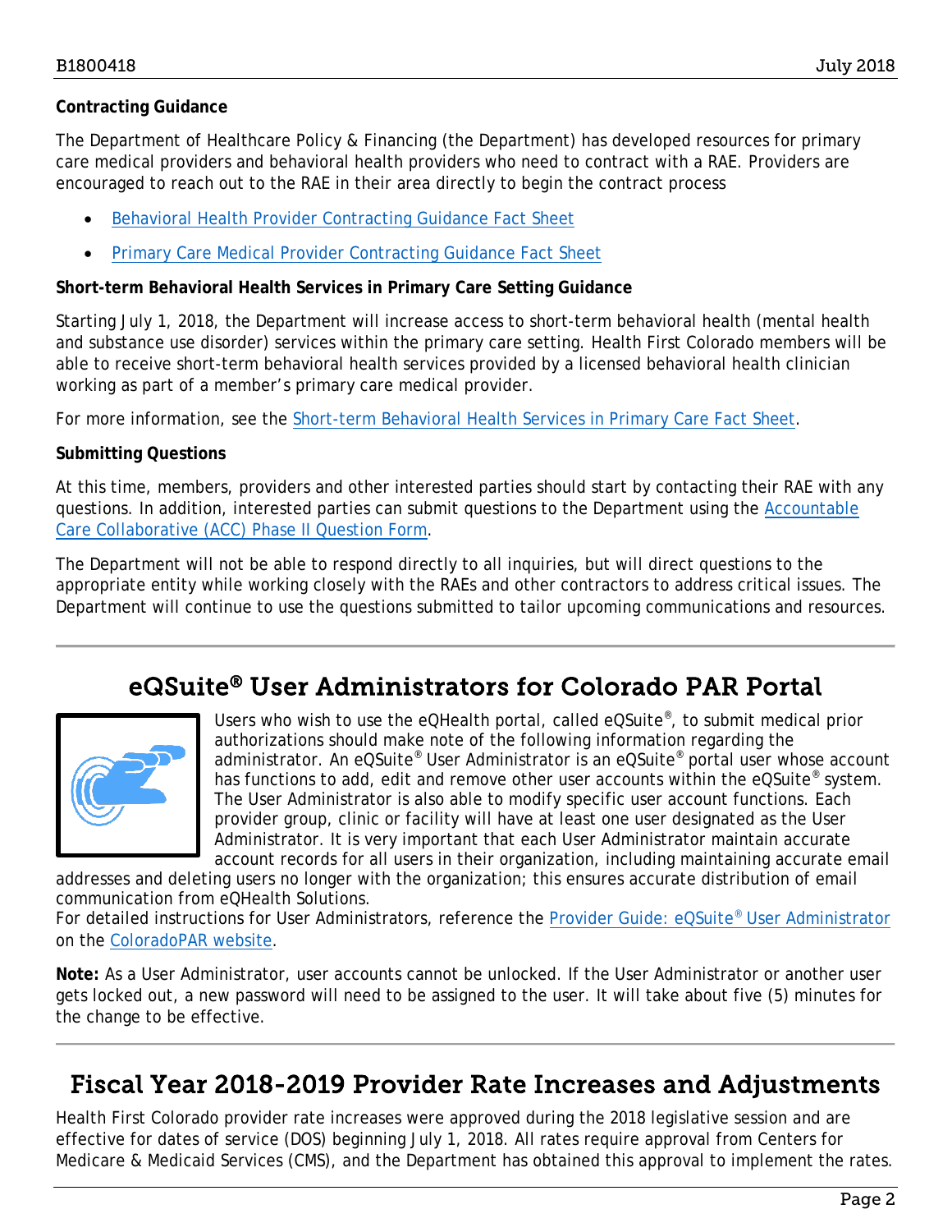**Contracting Guidance**

The Department of Healthcare Policy & Financing (the Department) has developed resources for primary care medical providers and behavioral health providers who need to contract with a RAE. Providers are encouraged to reach out to the RAE in their area directly to begin the contract process

- Behavioral Health Provider Contracting Guidance Fact Sheet
- Primary Care Medical Provider Contracting Guidance Fact Sheet

**Short-term Behavioral Health Services in Primary Care Setting Guidance**

Starting July 1, 2018, the Department will increase access to short-term behavioral health (mental health and substance use disorder) services within the primary care setting. Health First Colorado members will be able to receive short-term behavioral health services provided by a licensed behavioral health clinician working as part of a member's primary care medical provider.

For more information, see the Short-term Behavioral Health Services in Primary Care Fact Sheet.

**Submitting Questions**

At this time, members, providers and other interested parties should start by contacting their RAE with any questions. In addition, interested parties can submit questions to the Department using the Accountable Care Collaborative (ACC) Phase II Question Form.

The Department will not be able to respond directly to all inquiries, but will direct questions to the appropriate entity while working closely with the RAEs and other contractors to address critical issues. The Department will continue to use the questions submitted to tailor upcoming communications and resources.

## eQSuite® User Administrators for Colorado PAR Portal

Users who wish to use the eQHealth portal, called eQSuite®, to submit medical prior authorizations should make note of the following information regarding the administrator. An eQSuite® User Administrator is an eQSuite® portal user whose account has functions to add, edit and remove other user accounts within the eQSuite® system. The User Administrator is also able to modify specific user account functions. Each provider group, clinic or facility will have at least one user designated as the User Administrator. It is very important that each User Administrator maintain accurate account records for all users in their organization, including maintaining accurate email addresses and deleting users no longer with the organization; this ensures accurate distribution of email communication from eQHealth Solutions.

For detailed instructions for User Administrators, reference the Provider Guide: eQSuite® User Administrator on the ColoradoPAR website.

**Note:** As a User Administrator, user accounts cannot be unlocked. If the User Administrator or another user gets locked out, a new password will need to be assigned to the user. It will take about five (5) minutes for the change to be effective.

## Fiscal Year 2018-2019 Provider Rate Increases and Adjustments

Health First Colorado provider rate increases were approved during the 2018 legislative session and are effective for dates of service (DOS) beginning July 1, 2018. All rates require approval from Centers for Medicare & Medicaid Services (CMS), and the Department has obtained this approval to implement the rates.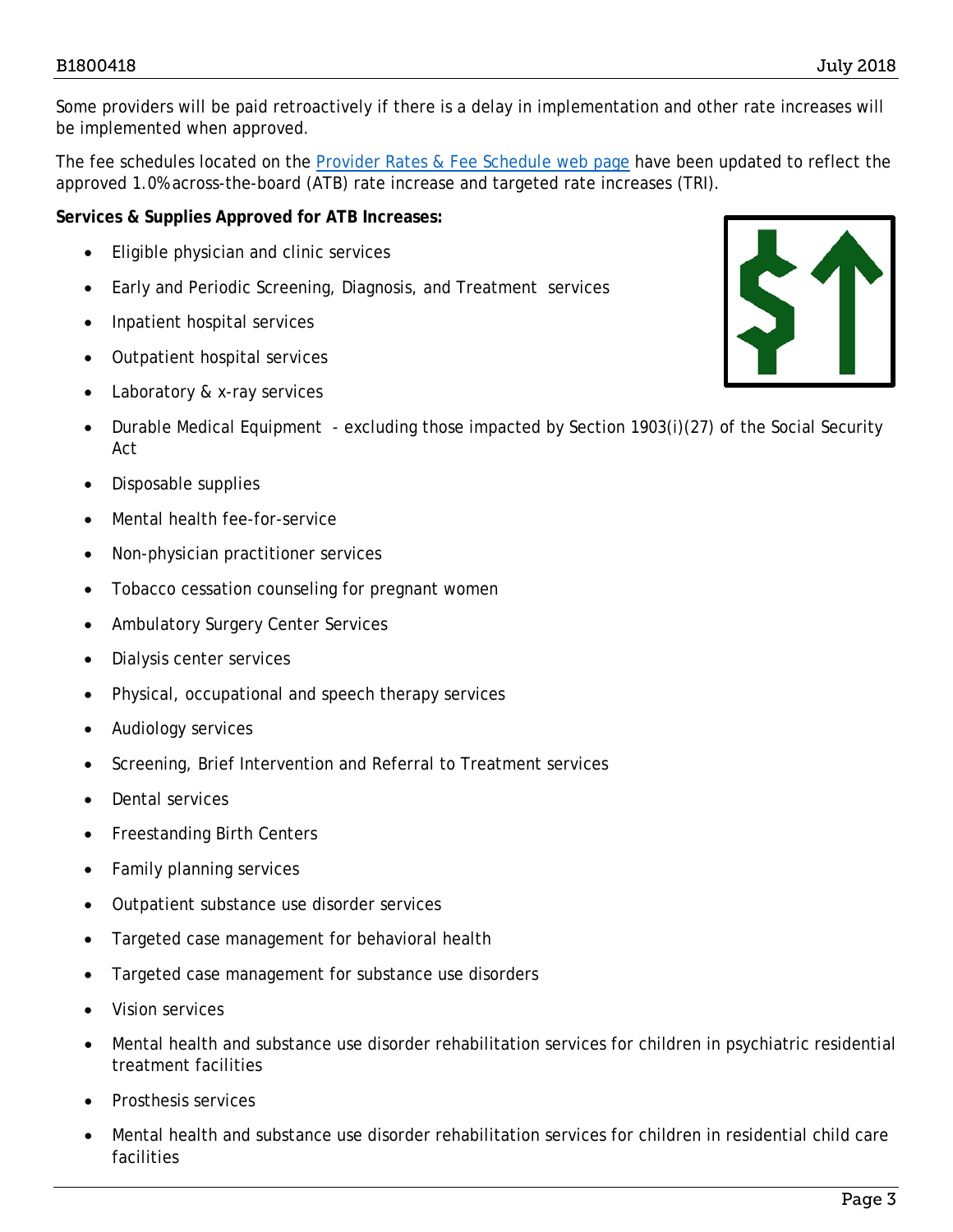Some providers will be paid retroactively if there is a delay in implementation and other rate increases will be implemented when approved.

The fee schedules located on the [Provider Rates & Fee Schedule web page]() have been updated to reflect the approved 1.0% across-the-board (ATB) rate increase and targeted rate increases (TRI).

**Services & Supplies Approved for ATB Increases:**

- Eligible physician and clinic services
- Early and Periodic Screening, Diagnosis, and Treatment services
- Inpatient hospital services
- Outpatient hospital services
- Laboratory & x-ray services
- Durable Medical Equipment - excluding those impacted by Section 1903(i)(27) of the Social Security Act
- Disposable supplies
- Mental health fee-for-service
- Non-physician practitioner services
- Tobacco cessation counseling for pregnant women
- Ambulatory Surgery Center Services
- Dialysis center services
- Physical, occupational and speech therapy services
- Audiology services
- Screening, Brief Intervention and Referral to Treatment services
- Dental services
- Freestanding Birth Centers
- Family planning services
- Outpatient substance use disorder services
- Targeted case management for behavioral health
- Targeted case management for substance use disorders
- Vision services
- Mental health and substance use disorder rehabilitation services for children in psychiatric residential treatment facilities
- Prosthesis services
- Mental health and substance use disorder rehabilitation services for children in residential child care facilities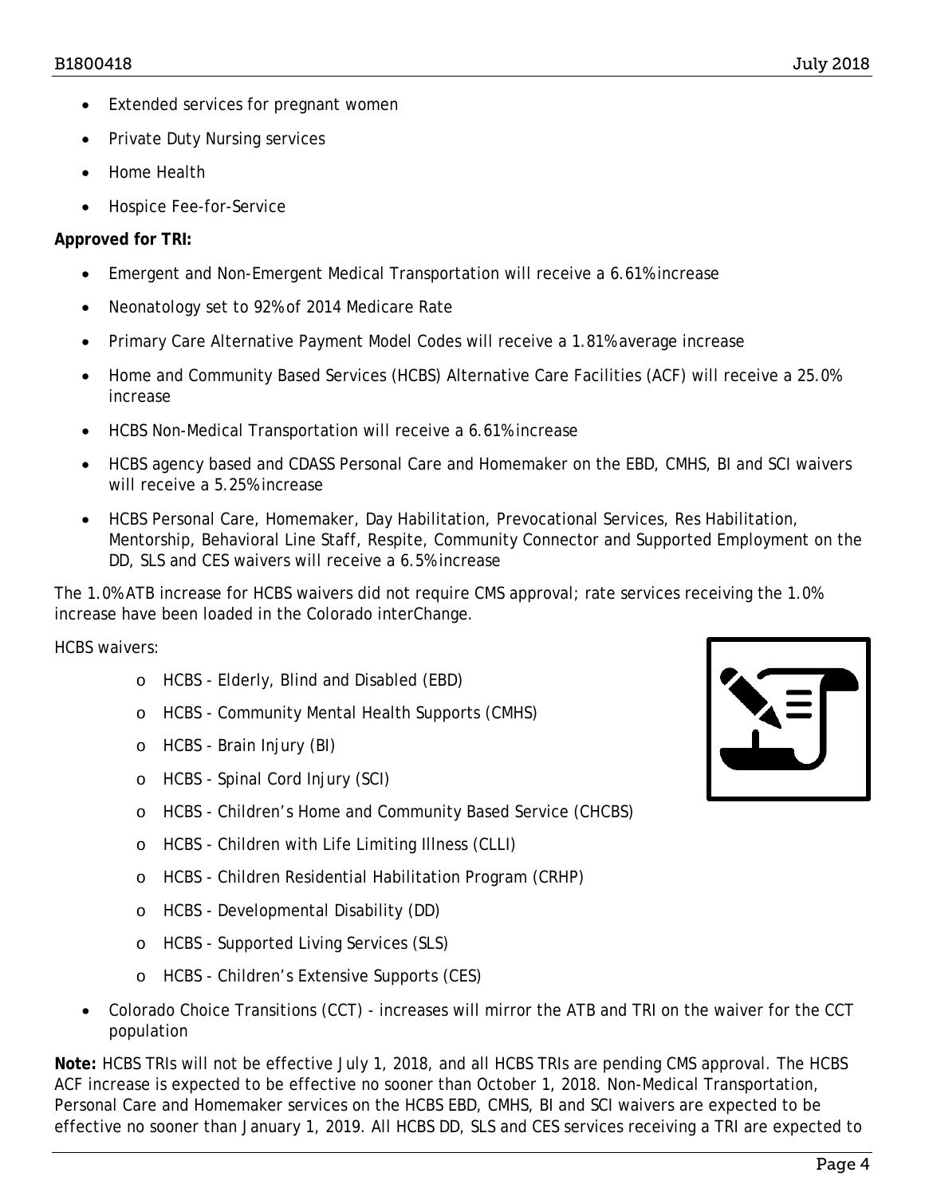- Extended services for pregnant women
- Private Duty Nursing services
- Home Health
- Hospice Fee-for-Service

**Approved for TRI:**

- Emergent and Non-Emergent Medical Transportation will receive a 6.61% increase
- Neonatology set to 92% of 2014 Medicare Rate
- Primary Care Alternative Payment Model Codes will receive a 1.81% average increase
- Home and Community Based Services (HCBS) Alternative Care Facilities (ACF) will receive a 25.0% increase
- HCBS Non-Medical Transportation will receive a 6.61% increase
- HCBS agency based and CDASS Personal Care and Homemaker on the EBD, CMHS, BI and SCI waivers will receive a 5.25% increase
- HCBS Personal Care, Homemaker, Day Habilitation, Prevocational Services, Res Habilitation, Mentorship, Behavioral Line Staff, Respite, Community Connector and Supported Employment on the DD, SLS and CES waivers will receive a 6.5% increase

The 1.0% ATB increase for HCBS waivers did not require CMS approval; rate services receiving the 1.0% increase have been loaded in the Colorado interChange.

HCBS waivers:

- HCBS - Elderly, Blind and Disabled (EBD)
- HCBS - Community Mental Health Supports (CMHS)
- HCBS - Brain Injury (BI)
- HCBS - Spinal Cord Injury (SCI)
- HCBS - Children's Home and Community Based Service (CHCBS)
- HCBS - Children with Life Limiting Illness (CLLI)
- HCBS - Children Residential Habilitation Program (CRHP)
- HCBS - Developmental Disability (DD)
- HCBS - Supported Living Services (SLS)
- HCBS - Children's Extensive Supports (CES)

- Colorado Choice Transitions (CCT) - increases will mirror the ATB and TRI on the waiver for the CCT population

**Note:** HCBS TRIs will not be effective July 1, 2018, and all HCBS TRIs are pending CMS approval. The HCBS ACF increase is expected to be effective no sooner than October 1, 2018. Non-Medical Transportation, Personal Care and Homemaker services on the HCBS EBD, CMHS, BI and SCI waivers are expected to be effective no sooner than January 1, 2019. All HCBS DD, SLS and CES services receiving a TRI are expected to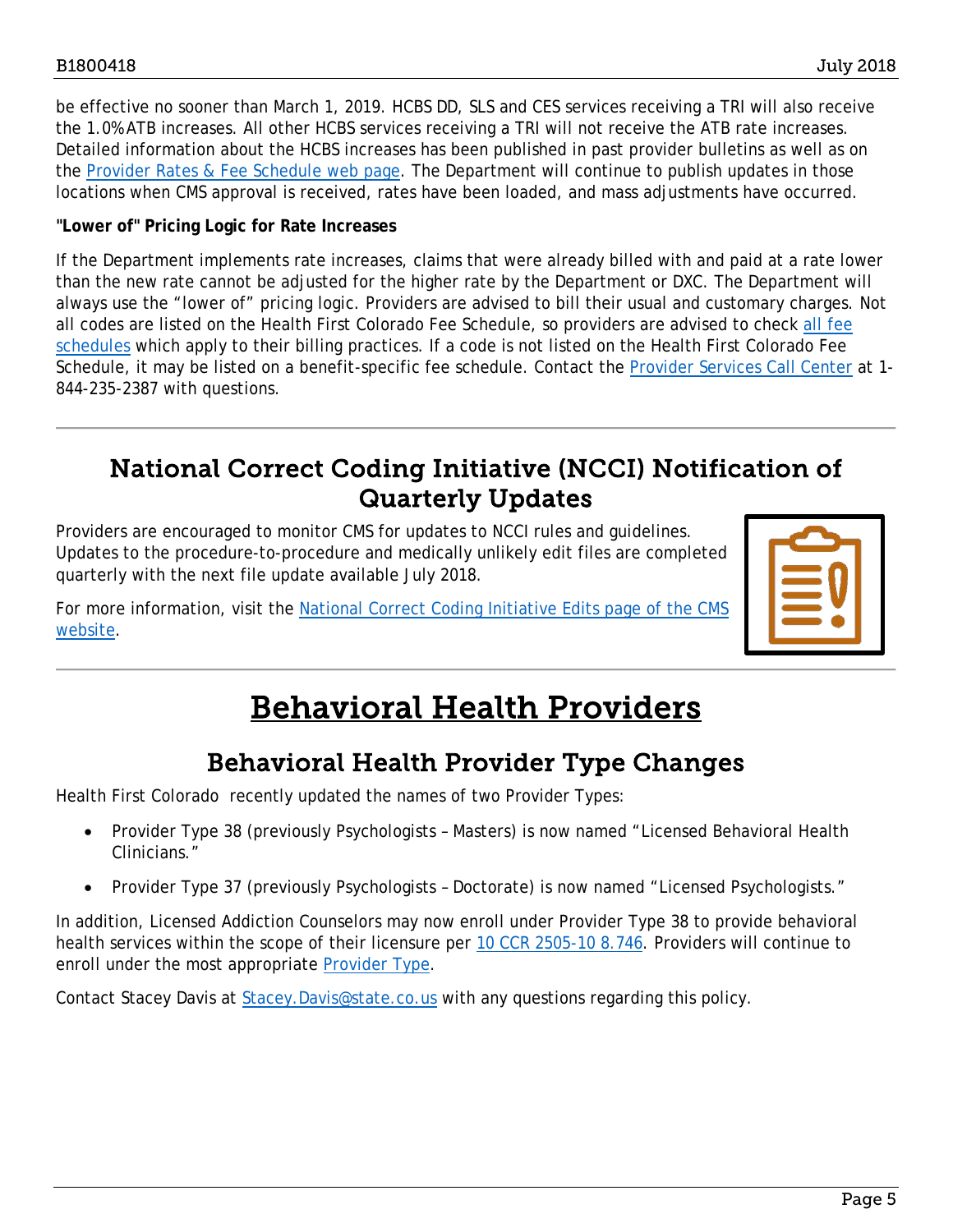be effective no sooner than March 1, 2019. HCBS DD, SLS and CES services receiving a TRI will also receive the 1.0% ATB increases. All other HCBS services receiving a TRI will not receive the ATB rate increases. Detailed information about the HCBS increases has been published in past provider bulletins as well as on the Provider Rates & Fee Schedule web page. The Department will continue to publish updates in those locations when CMS approval is received, rates have been loaded, and mass adjustments have occurred.

**"Lower of" Pricing Logic for Rate Increases**

If the Department implements rate increases, claims that were already billed with and paid at a rate lower than the new rate cannot be adjusted for the higher rate by the Department or DXC. The Department will always use the "lower of" pricing logic. Providers are advised to bill their usual and customary charges. Not all codes are listed on the Health First Colorado Fee Schedule, so providers are advised to check all fee schedules which apply to their billing practices. If a code is not listed on the Health First Colorado Fee Schedule, it may be listed on a benefit-specific fee schedule. Contact the Provider Services Call Center at 1-844-235-2387 with questions.

## National Correct Coding Initiative (NCCI) Notification of Quarterly Updates

Providers are encouraged to monitor CMS for updates to NCCI rules and guidelines. Updates to the procedure-to-procedure and medically unlikely edit files are completed quarterly with the next file update available July 2018.

For more information, visit the National Correct Coding Initiative Edits page of the CMS website.

# Behavioral Health Providers

## Behavioral Health Provider Type Changes

Health First Colorado recently updated the names of two Provider Types:

- Provider Type 38 (previously Psychologists – Masters) is now named "Licensed Behavioral Health Clinicians."
- Provider Type 37 (previously Psychologists – Doctorate) is now named "Licensed Psychologists."

In addition, Licensed Addiction Counselors may now enroll under Provider Type 38 to provide behavioral health services within the scope of their licensure per 10 CCR 2505-10 8.746. Providers will continue to enroll under the most appropriate Provider Type.

Contact Stacey Davis at Stacey.Davis@state.co.us with any questions regarding this policy.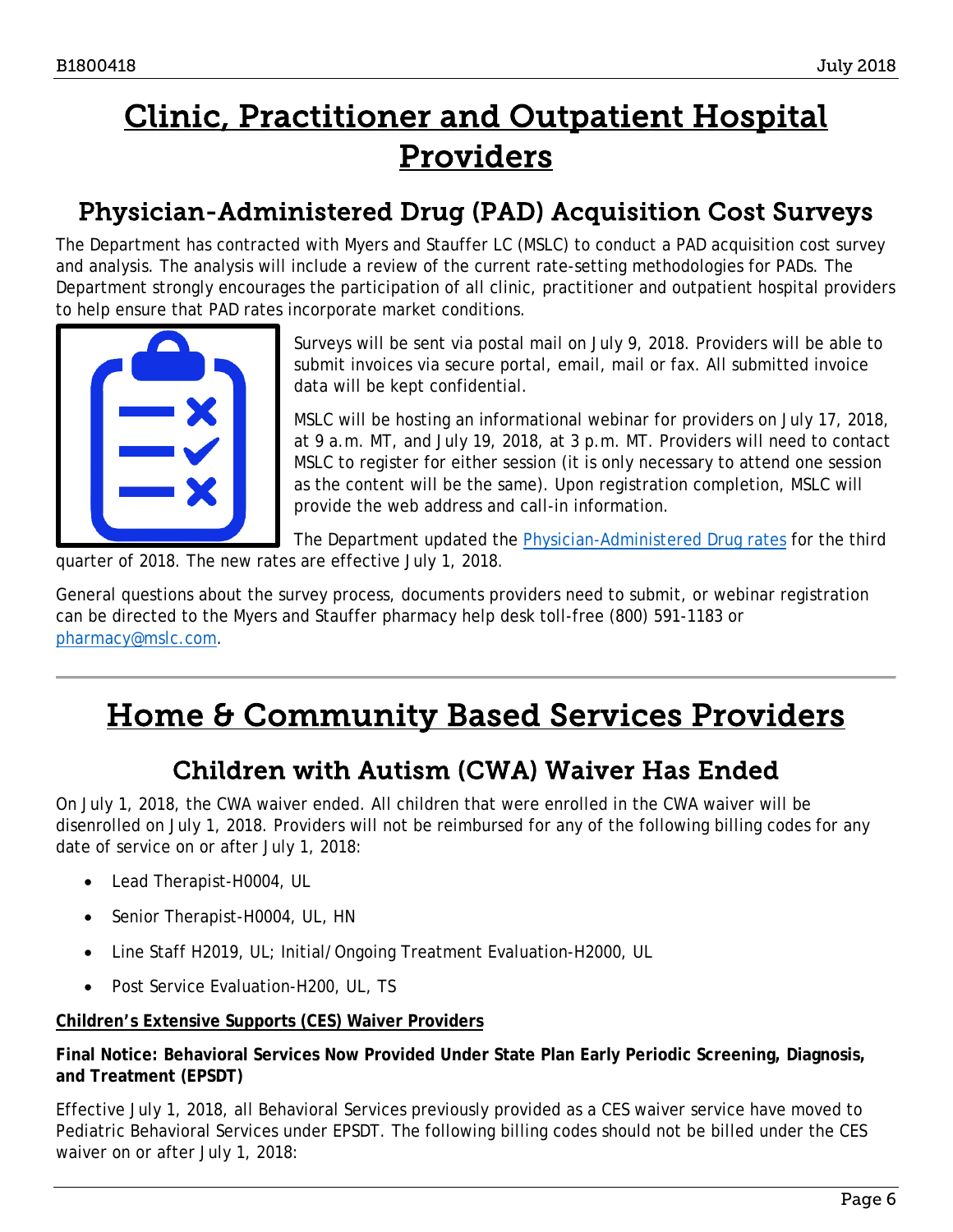# Clinic, Practitioner and Outpatient Hospital Providers

## Physician-Administered Drug (PAD) Acquisition Cost Surveys

The Department has contracted with Myers and Stauffer LC (MSLC) to conduct a PAD acquisition cost survey and analysis. The analysis will include a review of the current rate-setting methodologies for PADs. The Department strongly encourages the participation of all clinic, practitioner and outpatient hospital providers to help ensure that PAD rates incorporate market conditions.

Surveys will be sent via postal mail on July 9, 2018. Providers will be able to submit invoices via secure portal, email, mail or fax. All submitted invoice data will be kept confidential.

MSLC will be hosting an informational webinar for providers on July 17, 2018, at 9 a.m. MT, and July 19, 2018, at 3 p.m. MT. Providers will need to contact MSLC to register for either session (it is only necessary to attend one session as the content will be the same). Upon registration completion, MSLC will provide the web address and call-in information.

The Department updated the Physician-Administered Drug rates for the third quarter of 2018. The new rates are effective July 1, 2018.

General questions about the survey process, documents providers need to submit, or webinar registration can be directed to the Myers and Stauffer pharmacy help desk toll-free (800) 591-1183 or pharmacy@mslc.com.

# Home & Community Based Services Providers

## Children with Autism (CWA) Waiver Has Ended

On July 1, 2018, the CWA waiver ended. All children that were enrolled in the CWA waiver will be disenrolled on July 1, 2018. Providers will not be reimbursed for any of the following billing codes for any date of service on or after July 1, 2018:

- Lead Therapist-H0004, UL
- Senior Therapist-H0004, UL, HN
- Line Staff H2019, UL; Initial/Ongoing Treatment Evaluation-H2000, UL
- Post Service Evaluation-H200, UL, TS

**Children's Extensive Supports (CES) Waiver Providers**

**Final Notice: Behavioral Services Now Provided Under State Plan Early Periodic Screening, Diagnosis, and Treatment (EPSDT)**

Effective July 1, 2018, all Behavioral Services previously provided as a CES waiver service have moved to Pediatric Behavioral Services under EPSDT. The following billing codes should not be billed under the CES waiver on or after July 1, 2018: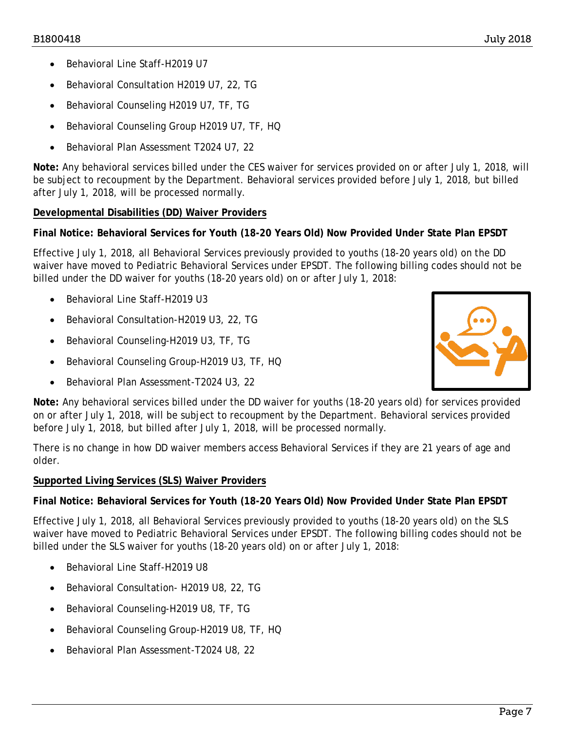- Behavioral Line Staff-H2019 U7
- Behavioral Consultation H2019 U7, 22, TG
- Behavioral Counseling H2019 U7, TF, TG
- Behavioral Counseling Group H2019 U7, TF, HQ
- Behavioral Plan Assessment T2024 U7, 22

**Note:** Any behavioral services billed under the CES waiver for services provided on or after July 1, 2018, will be subject to recoupment by the Department. Behavioral services provided before July 1, 2018, but billed after July 1, 2018, will be processed normally.

## Developmental Disabilities (DD) Waiver Providers

**Final Notice: Behavioral Services for Youth (18-20 Years Old) Now Provided Under State Plan EPSDT**

Effective July 1, 2018, all Behavioral Services previously provided to youths (18-20 years old) on the DD waiver have moved to Pediatric Behavioral Services under EPSDT. The following billing codes should not be billed under the DD waiver for youths (18-20 years old) on or after July 1, 2018:

- Behavioral Line Staff-H2019 U3
- Behavioral Consultation-H2019 U3, 22, TG
- Behavioral Counseling-H2019 U3, TF, TG
- Behavioral Counseling Group-H2019 U3, TF, HQ
- Behavioral Plan Assessment-T2024 U3, 22

**Note:** Any behavioral services billed under the DD waiver for youths (18-20 years old) for services provided on or after July 1, 2018, will be subject to recoupment by the Department. Behavioral services provided before July 1, 2018, but billed after July 1, 2018, will be processed normally.

There is no change in how DD waiver members access Behavioral Services if they are 21 years of age and older.

## Supported Living Services (SLS) Waiver Providers

**Final Notice: Behavioral Services for Youth (18-20 Years Old) Now Provided Under State Plan EPSDT**

Effective July 1, 2018, all Behavioral Services previously provided to youths (18-20 years old) on the SLS waiver have moved to Pediatric Behavioral Services under EPSDT. The following billing codes should not be billed under the SLS waiver for youths (18-20 years old) on or after July 1, 2018:

- Behavioral Line Staff-H2019 U8
- Behavioral Consultation- H2019 U8, 22, TG
- Behavioral Counseling-H2019 U8, TF, TG
- Behavioral Counseling Group-H2019 U8, TF, HQ
- Behavioral Plan Assessment-T2024 U8, 22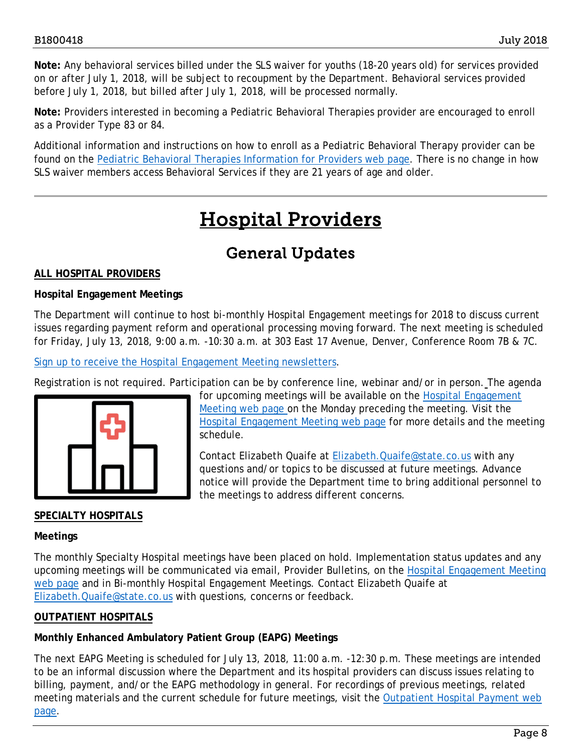**Note:** Any behavioral services billed under the SLS waiver for youths (18-20 years old) for services provided on or after July 1, 2018, will be subject to recoupment by the Department. Behavioral services provided before July 1, 2018, but billed after July 1, 2018, will be processed normally.

**Note:** Providers interested in becoming a Pediatric Behavioral Therapies provider are encouraged to enroll as a Provider Type 83 or 84.

Additional information and instructions on how to enroll as a Pediatric Behavioral Therapy provider can be found on the Pediatric Behavioral Therapies Information for Providers web page. There is no change in how SLS waiver members access Behavioral Services if they are 21 years of age and older.

# Hospital Providers

## General Updates

**ALL HOSPITAL PROVIDERS**

**Hospital Engagement Meetings**

The Department will continue to host bi-monthly Hospital Engagement meetings for 2018 to discuss current issues regarding payment reform and operational processing moving forward. The next meeting is scheduled for Friday, July 13, 2018, 9:00 a.m. -10:30 a.m. at 303 East 17 Avenue, Denver, Conference Room 7B & 7C.

Sign up to receive the Hospital Engagement Meeting newsletters.

Registration is not required. Participation can be by conference line, webinar and/or in person. The agenda for upcoming meetings will be available on the Hospital Engagement Meeting web page on the Monday preceding the meeting. Visit the Hospital Engagement Meeting web page for more details and the meeting schedule.

Contact Elizabeth Quaife at Elizabeth.Quaife@state.co.us with any questions and/or topics to be discussed at future meetings. Advance notice will provide the Department time to bring additional personnel to the meetings to address different concerns.

**SPECIALTY HOSPITALS**

**Meetings**

The monthly Specialty Hospital meetings have been placed on hold. Implementation status updates and any upcoming meetings will be communicated via email, Provider Bulletins, on the Hospital Engagement Meeting web page and in Bi-monthly Hospital Engagement Meetings. Contact Elizabeth Quaife at Elizabeth.Quaife@state.co.us with questions, concerns or feedback.

**OUTPATIENT HOSPITALS**

**Monthly Enhanced Ambulatory Patient Group (EAPG) Meetings**

The next EAPG Meeting is scheduled for July 13, 2018, 11:00 a.m. -12:30 p.m. These meetings are intended to be an informal discussion where the Department and its hospital providers can discuss issues relating to billing, payment, and/or the EAPG methodology in general. For recordings of previous meetings, related meeting materials and the current schedule for future meetings, visit the Outpatient Hospital Payment web page.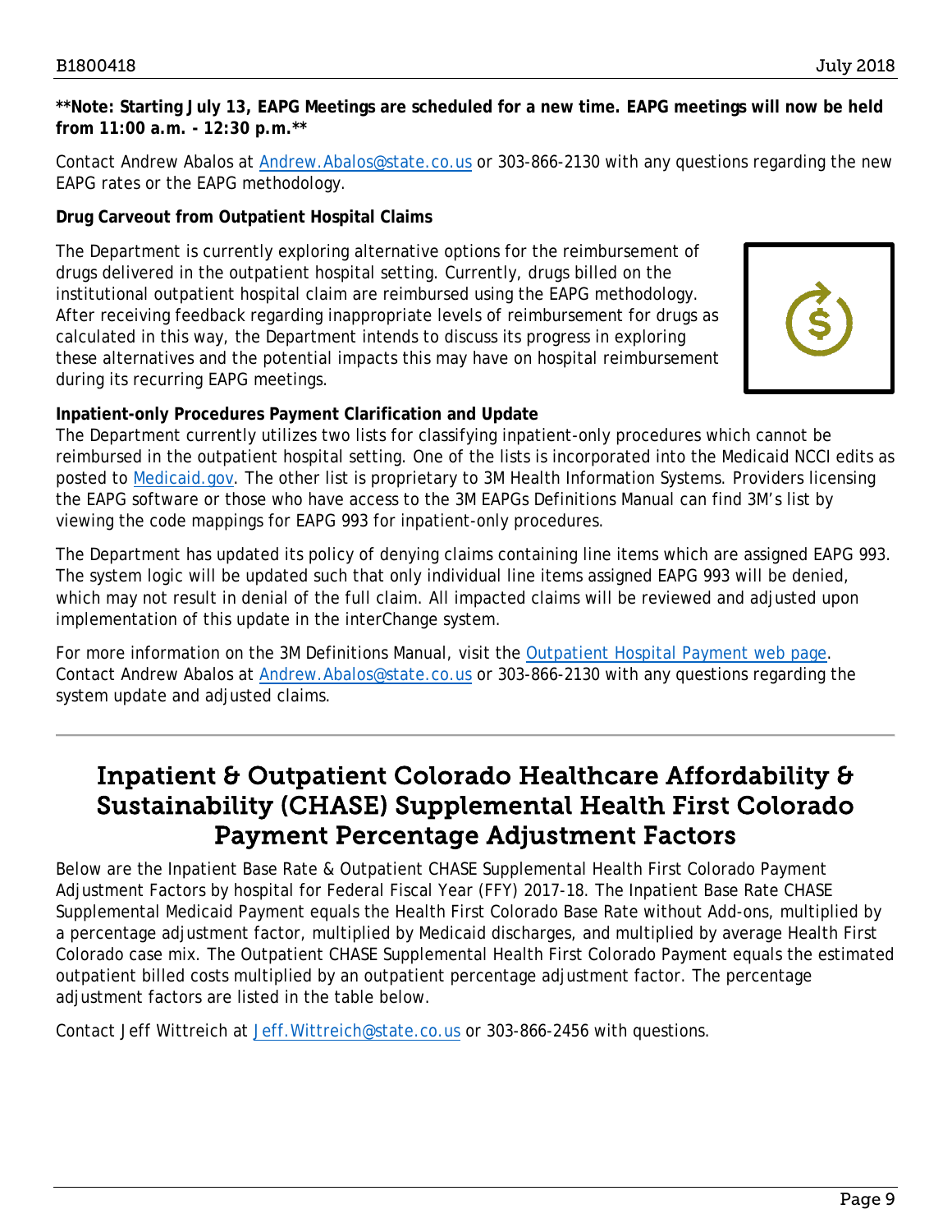**\*\*Note: Starting July 13, EAPG Meetings are scheduled for a new time. EAPG meetings will now be held from 11:00 a.m. - 12:30 p.m.\*\***

Contact Andrew Abalos at [Andrew.Abalos@state.co.us](mailto:Andrew.Abalos@state.co.us) or 303-866-2130 with any questions regarding the new EAPG rates or the EAPG methodology.

**Drug Carveout from Outpatient Hospital Claims**

The Department is currently exploring alternative options for the reimbursement of drugs delivered in the outpatient hospital setting. Currently, drugs billed on the institutional outpatient hospital claim are reimbursed using the EAPG methodology. After receiving feedback regarding inappropriate levels of reimbursement for drugs as calculated in this way, the Department intends to discuss its progress in exploring these alternatives and the potential impacts this may have on hospital reimbursement during its recurring EAPG meetings.

**Inpatient-only Procedures Payment Clarification and Update**

The Department currently utilizes two lists for classifying inpatient-only procedures which cannot be reimbursed in the outpatient hospital setting. One of the lists is incorporated into the Medicaid NCCI edits as posted to [Medicaid.gov](https://www.medicaid.gov). The other list is proprietary to 3M Health Information Systems. Providers licensing the EAPG software or those who have access to the 3M EAPGs Definitions Manual can find 3M's list by viewing the code mappings for EAPG 993 for inpatient-only procedures.

The Department has updated its policy of denying claims containing line items which are assigned EAPG 993. The system logic will be updated such that only individual line items assigned EAPG 993 will be denied, which may not result in denial of the full claim. All impacted claims will be reviewed and adjusted upon implementation of this update in the interChange system.

For more information on the 3M Definitions Manual, visit the [Outpatient Hospital Payment web page](). Contact Andrew Abalos at [Andrew.Abalos@state.co.us](mailto:Andrew.Abalos@state.co.us) or 303-866-2130 with any questions regarding the system update and adjusted claims.

---

## Inpatient & Outpatient Colorado Healthcare Affordability & Sustainability (CHASE) Supplemental Health First Colorado Payment Percentage Adjustment Factors

Below are the Inpatient Base Rate & Outpatient CHASE Supplemental Health First Colorado Payment Adjustment Factors by hospital for Federal Fiscal Year (FFY) 2017-18. The Inpatient Base Rate CHASE Supplemental Medicaid Payment equals the Health First Colorado Base Rate without Add-ons, multiplied by a percentage adjustment factor, multiplied by Medicaid discharges, and multiplied by average Health First Colorado case mix. The Outpatient CHASE Supplemental Health First Colorado Payment equals the estimated outpatient billed costs multiplied by an outpatient percentage adjustment factor. The percentage adjustment factors are listed in the table below.

Contact Jeff Wittreich at [Jeff.Wittreich@state.co.us](mailto:Jeff.Wittreich@state.co.us) or 303-866-2456 with questions.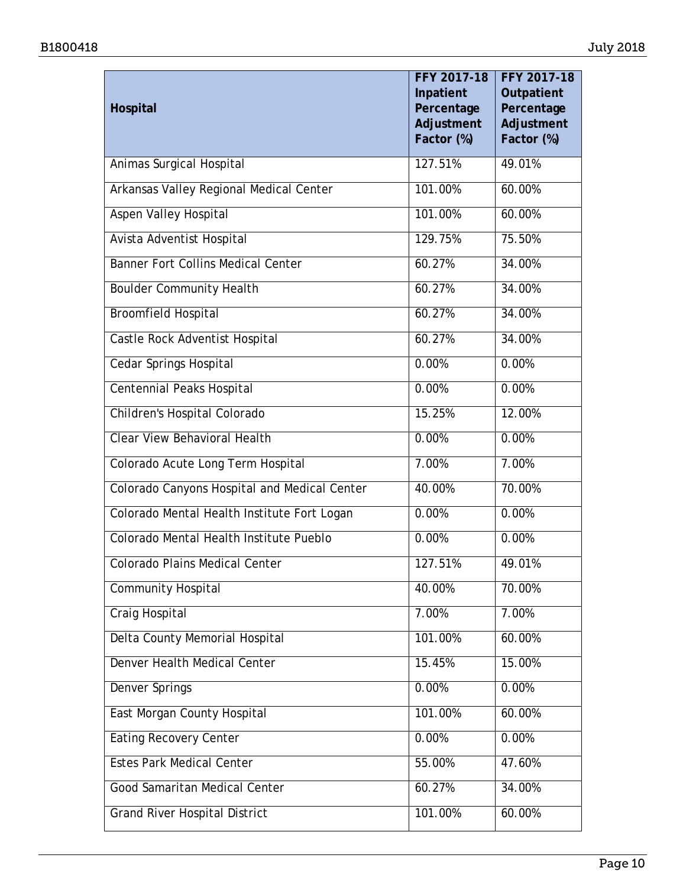| Hospital | FFY 2017-18 Inpatient Percentage Adjustment Factor (%) | FFY 2017-18 Outpatient Percentage Adjustment Factor (%) |
|---|---|---|
| Animas Surgical Hospital | 127.51% | 49.01% |
| Arkansas Valley Regional Medical Center | 101.00% | 60.00% |
| Aspen Valley Hospital | 101.00% | 60.00% |
| Avista Adventist Hospital | 129.75% | 75.50% |
| Banner Fort Collins Medical Center | 60.27% | 34.00% |
| Boulder Community Health | 60.27% | 34.00% |
| Broomfield Hospital | 60.27% | 34.00% |
| Castle Rock Adventist Hospital | 60.27% | 34.00% |
| Cedar Springs Hospital | 0.00% | 0.00% |
| Centennial Peaks Hospital | 0.00% | 0.00% |
| Children's Hospital Colorado | 15.25% | 12.00% |
| Clear View Behavioral Health | 0.00% | 0.00% |
| Colorado Acute Long Term Hospital | 7.00% | 7.00% |
| Colorado Canyons Hospital and Medical Center | 40.00% | 70.00% |
| Colorado Mental Health Institute Fort Logan | 0.00% | 0.00% |
| Colorado Mental Health Institute Pueblo | 0.00% | 0.00% |
| Colorado Plains Medical Center | 127.51% | 49.01% |
| Community Hospital | 40.00% | 70.00% |
| Craig Hospital | 7.00% | 7.00% |
| Delta County Memorial Hospital | 101.00% | 60.00% |
| Denver Health Medical Center | 15.45% | 15.00% |
| Denver Springs | 0.00% | 0.00% |
| East Morgan County Hospital | 101.00% | 60.00% |
| Eating Recovery Center | 0.00% | 0.00% |
| Estes Park Medical Center | 55.00% | 47.60% |
| Good Samaritan Medical Center | 60.27% | 34.00% |
| Grand River Hospital District | 101.00% | 60.00% |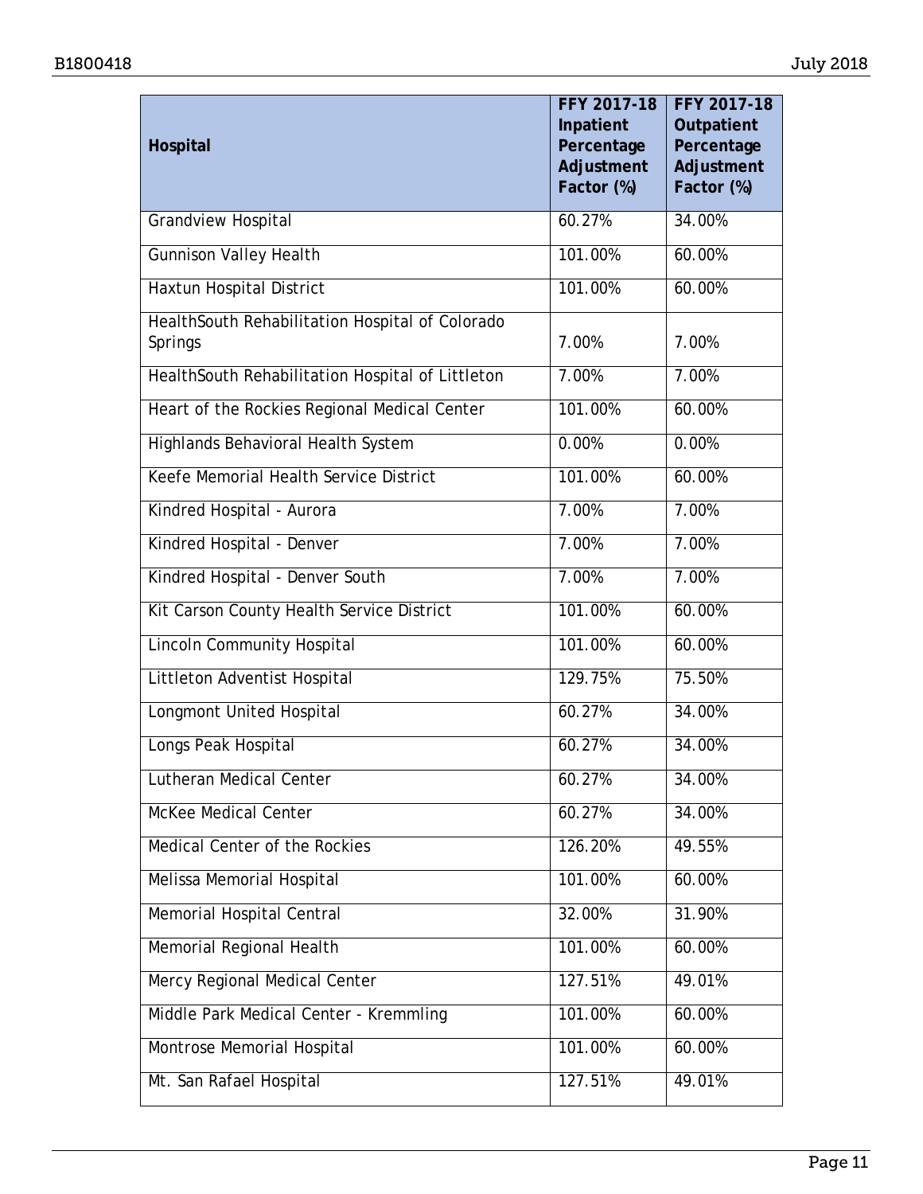| Hospital | FFY 2017-18 Inpatient Percentage Adjustment Factor (%) | FFY 2017-18 Outpatient Percentage Adjustment Factor (%) |
|---|---|---|
| Grandview Hospital | 60.27% | 34.00% |
| Gunnison Valley Health | 101.00% | 60.00% |
| Haxtun Hospital District | 101.00% | 60.00% |
| HealthSouth Rehabilitation Hospital of Colorado Springs | 7.00% | 7.00% |
| HealthSouth Rehabilitation Hospital of Littleton | 7.00% | 7.00% |
| Heart of the Rockies Regional Medical Center | 101.00% | 60.00% |
| Highlands Behavioral Health System | 0.00% | 0.00% |
| Keefe Memorial Health Service District | 101.00% | 60.00% |
| Kindred Hospital - Aurora | 7.00% | 7.00% |
| Kindred Hospital - Denver | 7.00% | 7.00% |
| Kindred Hospital - Denver South | 7.00% | 7.00% |
| Kit Carson County Health Service District | 101.00% | 60.00% |
| Lincoln Community Hospital | 101.00% | 60.00% |
| Littleton Adventist Hospital | 129.75% | 75.50% |
| Longmont United Hospital | 60.27% | 34.00% |
| Longs Peak Hospital | 60.27% | 34.00% |
| Lutheran Medical Center | 60.27% | 34.00% |
| McKee Medical Center | 60.27% | 34.00% |
| Medical Center of the Rockies | 126.20% | 49.55% |
| Melissa Memorial Hospital | 101.00% | 60.00% |
| Memorial Hospital Central | 32.00% | 31.90% |
| Memorial Regional Health | 101.00% | 60.00% |
| Mercy Regional Medical Center | 127.51% | 49.01% |
| Middle Park Medical Center - Kremmling | 101.00% | 60.00% |
| Montrose Memorial Hospital | 101.00% | 60.00% |
| Mt. San Rafael Hospital | 127.51% | 49.01% |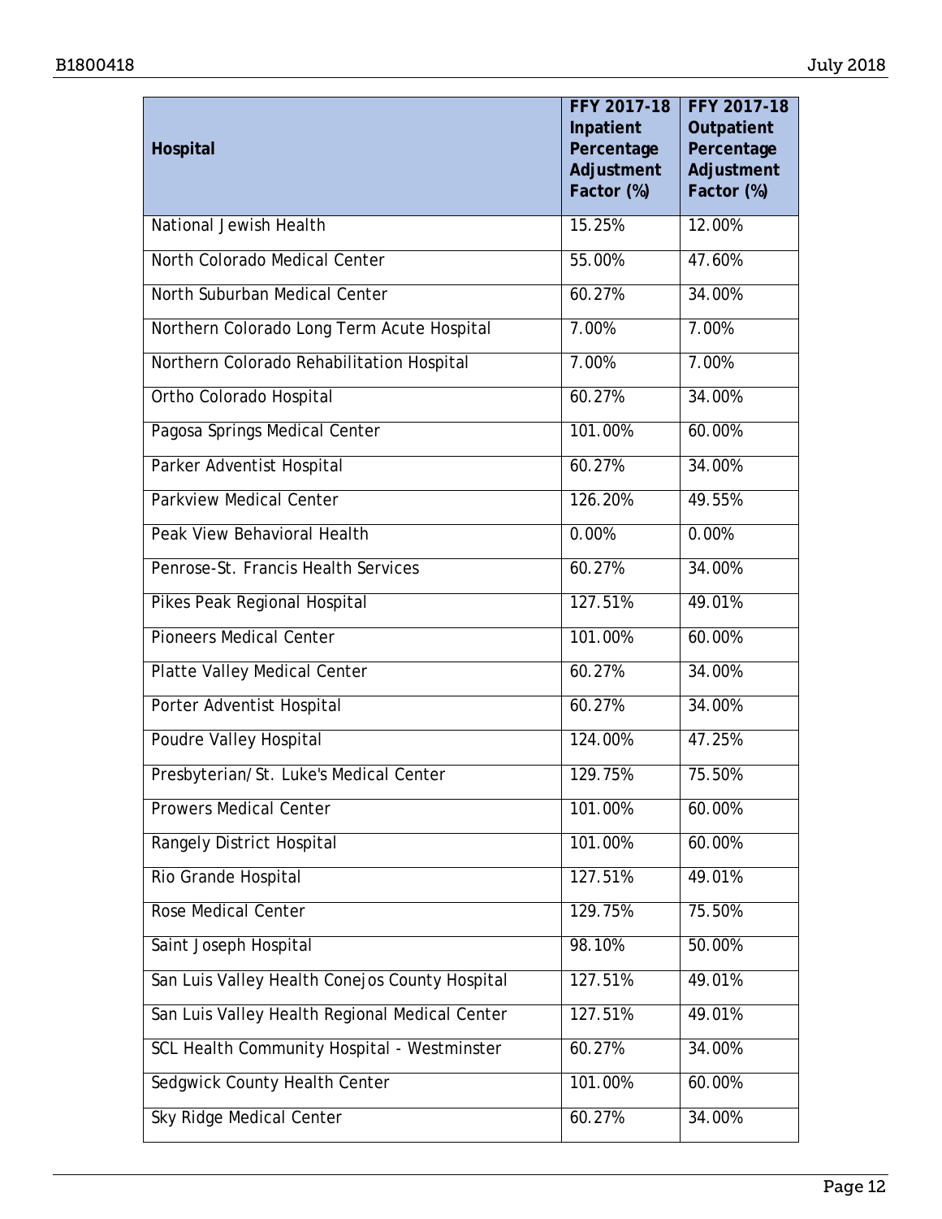| Hospital | FFY 2017-18 Inpatient Percentage Adjustment Factor (%) | FFY 2017-18 Outpatient Percentage Adjustment Factor (%) |
|---|---|---|
| National Jewish Health | 15.25% | 12.00% |
| North Colorado Medical Center | 55.00% | 47.60% |
| North Suburban Medical Center | 60.27% | 34.00% |
| Northern Colorado Long Term Acute Hospital | 7.00% | 7.00% |
| Northern Colorado Rehabilitation Hospital | 7.00% | 7.00% |
| Ortho Colorado Hospital | 60.27% | 34.00% |
| Pagosa Springs Medical Center | 101.00% | 60.00% |
| Parker Adventist Hospital | 60.27% | 34.00% |
| Parkview Medical Center | 126.20% | 49.55% |
| Peak View Behavioral Health | 0.00% | 0.00% |
| Penrose-St. Francis Health Services | 60.27% | 34.00% |
| Pikes Peak Regional Hospital | 127.51% | 49.01% |
| Pioneers Medical Center | 101.00% | 60.00% |
| Platte Valley Medical Center | 60.27% | 34.00% |
| Porter Adventist Hospital | 60.27% | 34.00% |
| Poudre Valley Hospital | 124.00% | 47.25% |
| Presbyterian/St. Luke's Medical Center | 129.75% | 75.50% |
| Prowers Medical Center | 101.00% | 60.00% |
| Rangely District Hospital | 101.00% | 60.00% |
| Rio Grande Hospital | 127.51% | 49.01% |
| Rose Medical Center | 129.75% | 75.50% |
| Saint Joseph Hospital | 98.10% | 50.00% |
| San Luis Valley Health Conejos County Hospital | 127.51% | 49.01% |
| San Luis Valley Health Regional Medical Center | 127.51% | 49.01% |
| SCL Health Community Hospital - Westminster | 60.27% | 34.00% |
| Sedgwick County Health Center | 101.00% | 60.00% |
| Sky Ridge Medical Center | 60.27% | 34.00% |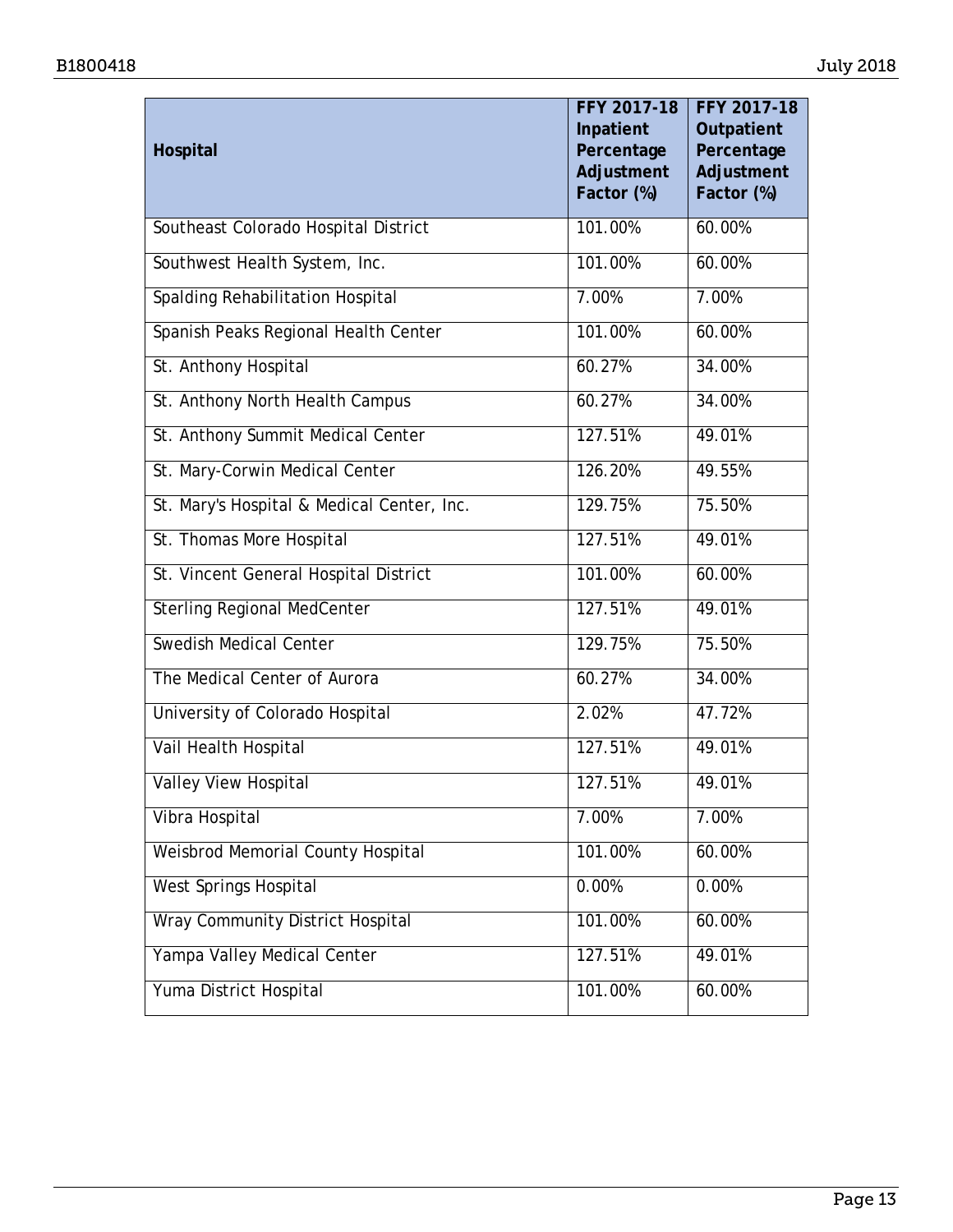| Hospital | FFY 2017-18 Inpatient Percentage Adjustment Factor (%) | FFY 2017-18 Outpatient Percentage Adjustment Factor (%) |
|---|---|---|
| Southeast Colorado Hospital District | 101.00% | 60.00% |
| Southwest Health System, Inc. | 101.00% | 60.00% |
| Spalding Rehabilitation Hospital | 7.00% | 7.00% |
| Spanish Peaks Regional Health Center | 101.00% | 60.00% |
| St. Anthony Hospital | 60.27% | 34.00% |
| St. Anthony North Health Campus | 60.27% | 34.00% |
| St. Anthony Summit Medical Center | 127.51% | 49.01% |
| St. Mary-Corwin Medical Center | 126.20% | 49.55% |
| St. Mary's Hospital & Medical Center, Inc. | 129.75% | 75.50% |
| St. Thomas More Hospital | 127.51% | 49.01% |
| St. Vincent General Hospital District | 101.00% | 60.00% |
| Sterling Regional MedCenter | 127.51% | 49.01% |
| Swedish Medical Center | 129.75% | 75.50% |
| The Medical Center of Aurora | 60.27% | 34.00% |
| University of Colorado Hospital | 2.02% | 47.72% |
| Vail Health Hospital | 127.51% | 49.01% |
| Valley View Hospital | 127.51% | 49.01% |
| Vibra Hospital | 7.00% | 7.00% |
| Weisbrod Memorial County Hospital | 101.00% | 60.00% |
| West Springs Hospital | 0.00% | 0.00% |
| Wray Community District Hospital | 101.00% | 60.00% |
| Yampa Valley Medical Center | 127.51% | 49.01% |
| Yuma District Hospital | 101.00% | 60.00% |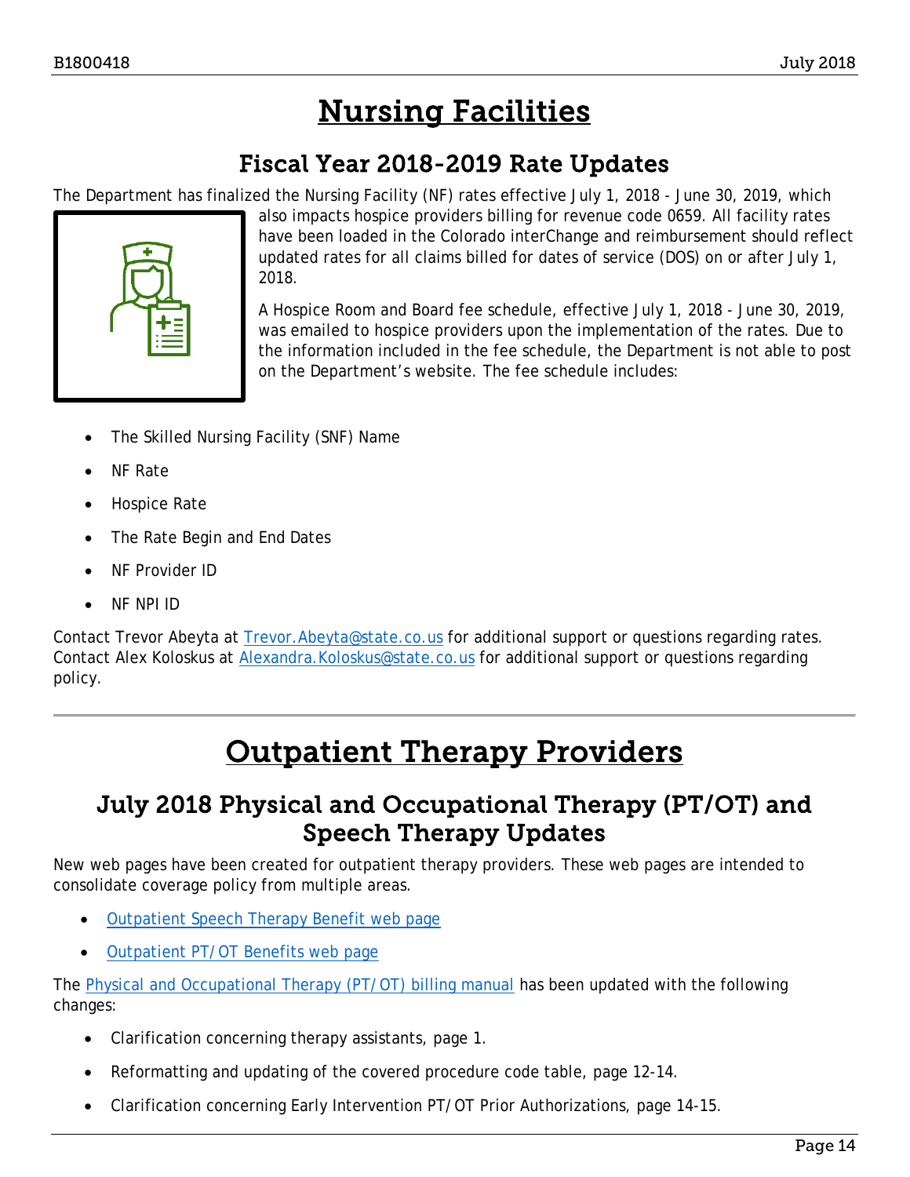# Nursing Facilities

## Fiscal Year 2018-2019 Rate Updates

The Department has finalized the Nursing Facility (NF) rates effective July 1, 2018 - June 30, 2019, which also impacts hospice providers billing for revenue code 0659. All facility rates have been loaded in the Colorado interChange and reimbursement should reflect updated rates for all claims billed for dates of service (DOS) on or after July 1, 2018.

A Hospice Room and Board fee schedule, effective July 1, 2018 - June 30, 2019, was emailed to hospice providers upon the implementation of the rates. Due to the information included in the fee schedule, the Department is not able to post on the Department's website. The fee schedule includes:

- The Skilled Nursing Facility (SNF) Name
- NF Rate
- Hospice Rate
- The Rate Begin and End Dates
- NF Provider ID
- NF NPI ID

Contact Trevor Abeyta at Trevor.Abeyta@state.co.us for additional support or questions regarding rates. Contact Alex Koloskus at Alexandra.Koloskus@state.co.us for additional support or questions regarding policy.

# Outpatient Therapy Providers

## July 2018 Physical and Occupational Therapy (PT/OT) and Speech Therapy Updates

New web pages have been created for outpatient therapy providers. These web pages are intended to consolidate coverage policy from multiple areas.

- Outpatient Speech Therapy Benefit web page
- Outpatient PT/OT Benefits web page

The Physical and Occupational Therapy (PT/OT) billing manual has been updated with the following changes:

- Clarification concerning therapy assistants, page 1.
- Reformatting and updating of the covered procedure code table, page 12-14.
- Clarification concerning Early Intervention PT/OT Prior Authorizations, page 14-15.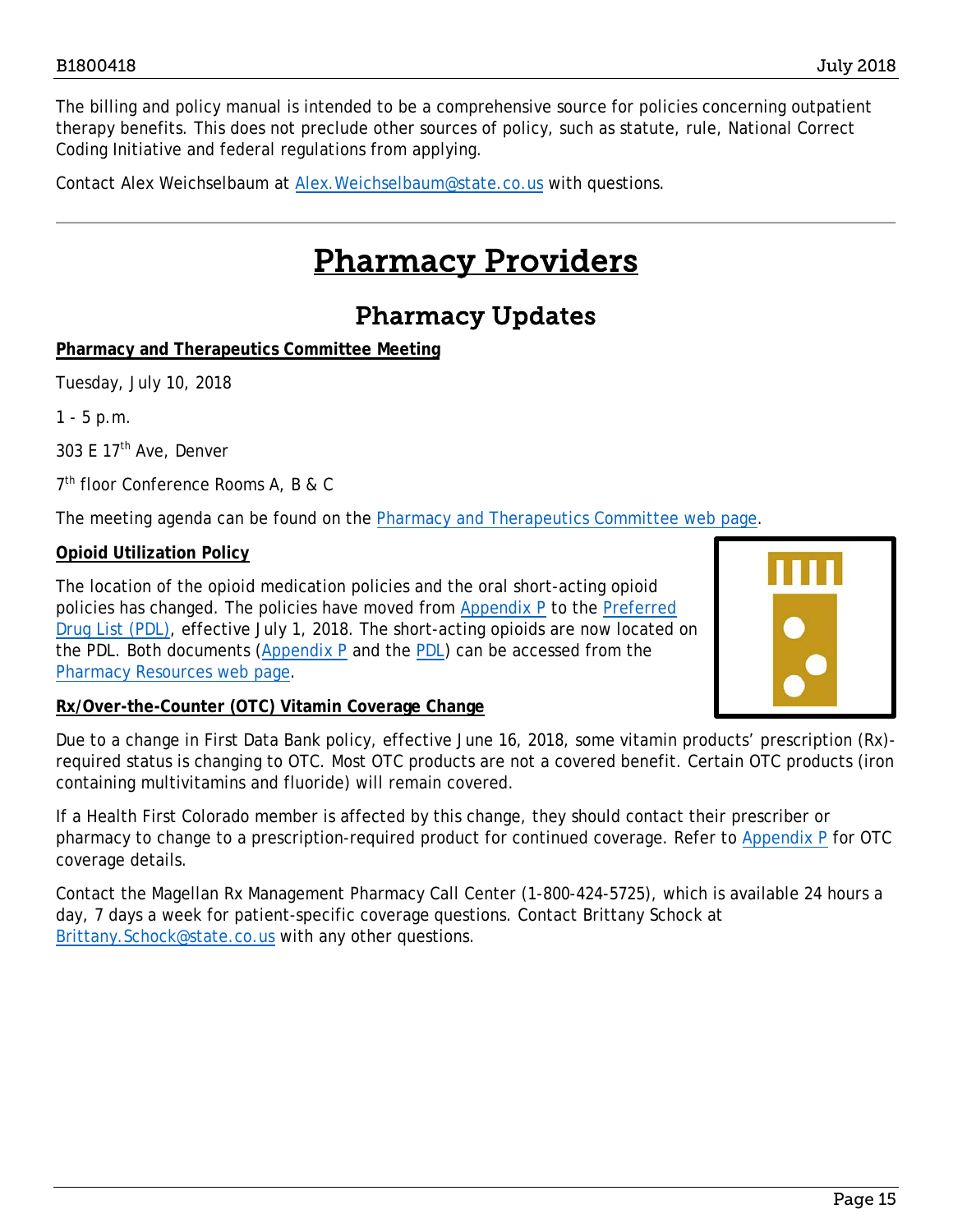The billing and policy manual is intended to be a comprehensive source for policies concerning outpatient therapy benefits. This does not preclude other sources of policy, such as statute, rule, National Correct Coding Initiative and federal regulations from applying.

Contact Alex Weichselbaum at Alex.Weichselbaum@state.co.us with questions.

---

# Pharmacy Providers

## Pharmacy Updates

**Pharmacy and Therapeutics Committee Meeting**

Tuesday, July 10, 2018

1 - 5 p.m.

303 E 17th Ave, Denver

7th floor Conference Rooms A, B & C

The meeting agenda can be found on the Pharmacy and Therapeutics Committee web page.

**Opioid Utilization Policy**

The location of the opioid medication policies and the oral short-acting opioid policies has changed. The policies have moved from Appendix P to the Preferred Drug List (PDL), effective July 1, 2018. The short-acting opioids are now located on the PDL. Both documents (Appendix P and the PDL) can be accessed from the Pharmacy Resources web page.

**Rx/Over-the-Counter (OTC) Vitamin Coverage Change**

Due to a change in First Data Bank policy, effective June 16, 2018, some vitamin products' prescription (Rx)-required status is changing to OTC. Most OTC products are not a covered benefit. Certain OTC products (iron containing multivitamins and fluoride) will remain covered.

If a Health First Colorado member is affected by this change, they should contact their prescriber or pharmacy to change to a prescription-required product for continued coverage. Refer to Appendix P for OTC coverage details.

Contact the Magellan Rx Management Pharmacy Call Center (1-800-424-5725), which is available 24 hours a day, 7 days a week for patient-specific coverage questions. Contact Brittany Schock at Brittany.Schock@state.co.us with any other questions.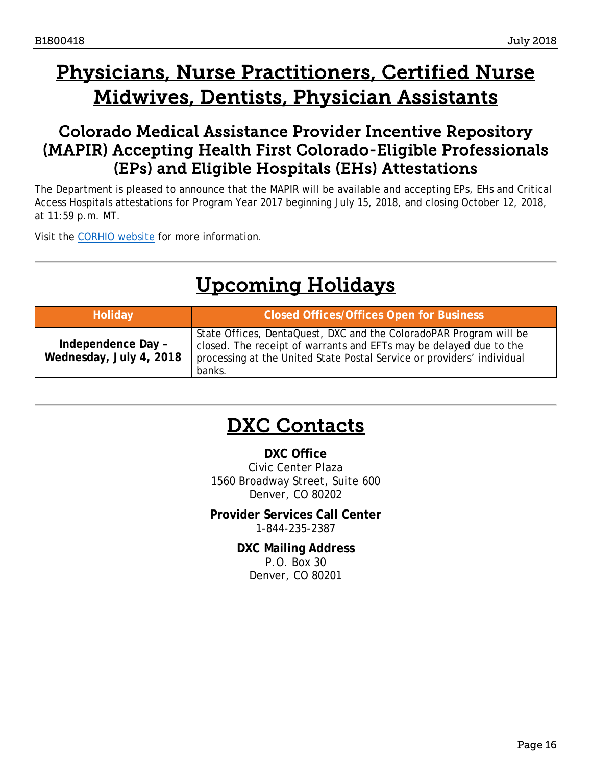# Physicians, Nurse Practitioners, Certified Nurse Midwives, Dentists, Physician Assistants

## Colorado Medical Assistance Provider Incentive Repository (MAPIR) Accepting Health First Colorado-Eligible Professionals (EPs) and Eligible Hospitals (EHs) Attestations

The Department is pleased to announce that the MAPIR will be available and accepting EPs, EHs and Critical Access Hospitals attestations for Program Year 2017 beginning July 15, 2018, and closing October 12, 2018, at 11:59 p.m. MT.

Visit the CORHIO website for more information.

# Upcoming Holidays

| Holiday | Closed Offices/Offices Open for Business |
|---|---|
| **Independence Day – Wednesday, July 4, 2018** | State Offices, DentaQuest, DXC and the ColoradoPAR Program will be closed. The receipt of warrants and EFTs may be delayed due to the processing at the United State Postal Service or providers' individual banks. |

# DXC Contacts

**DXC Office**
Civic Center Plaza
1560 Broadway Street, Suite 600
Denver, CO 80202

**Provider Services Call Center**
1-844-235-2387

**DXC Mailing Address**
P.O. Box 30
Denver, CO 80201